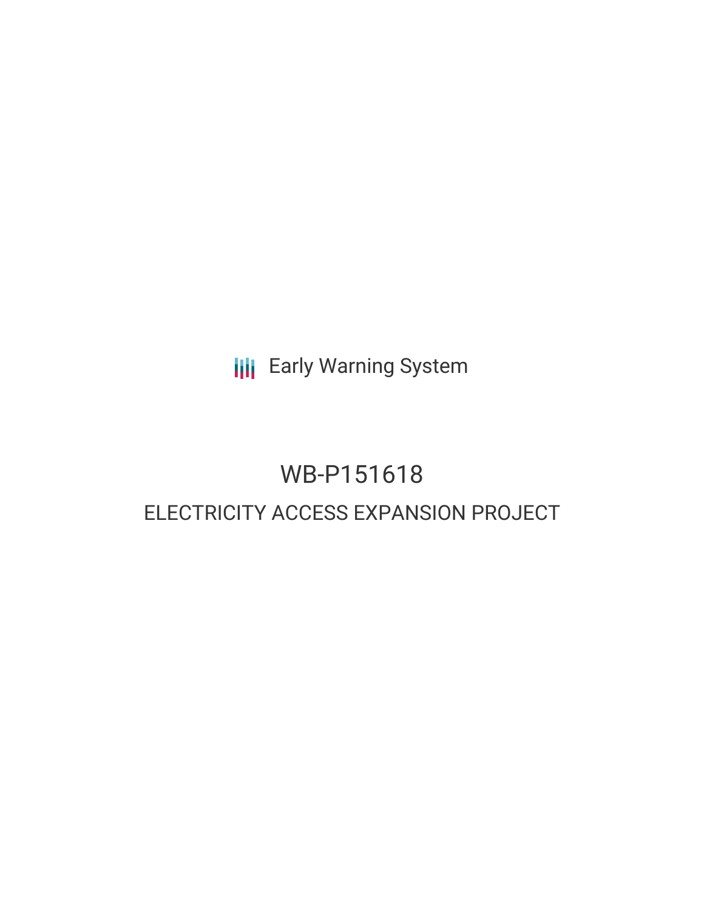Early Warning System

# WB-P151618

## ELECTRICITY ACCESS EXPANSION PROJECT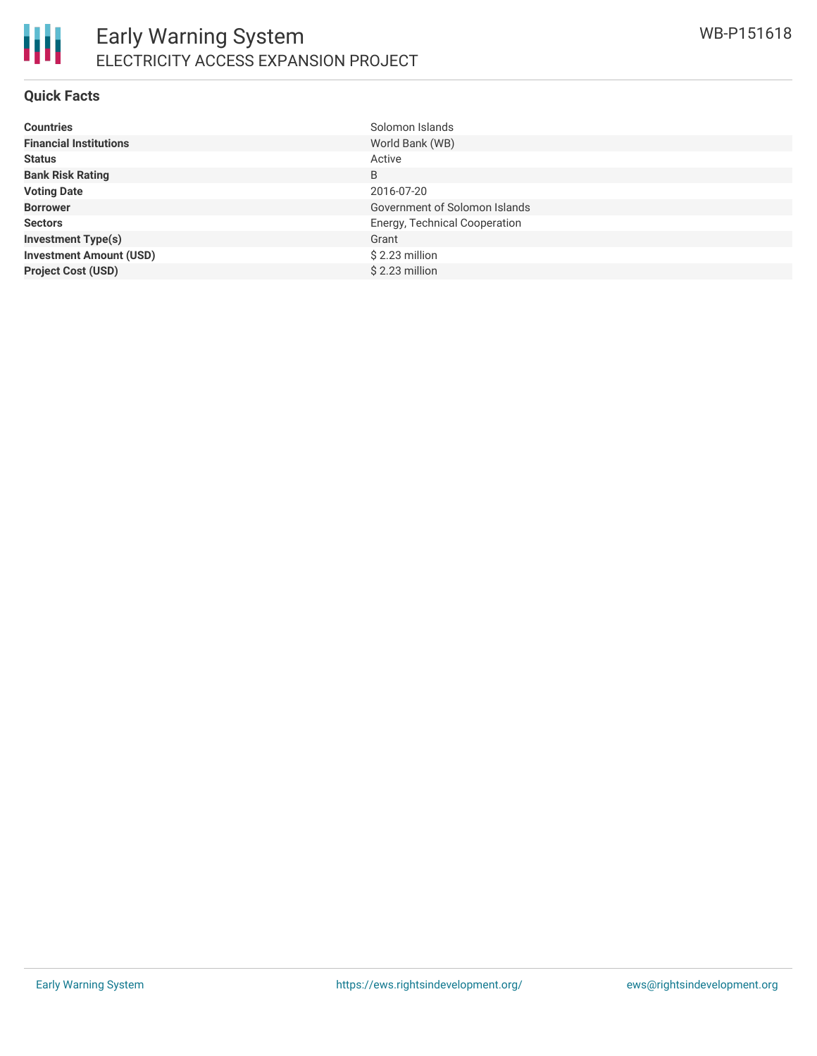## Quick Facts

| | |
|---|---|
| **Countries** | Solomon Islands |
| **Financial Institutions** | World Bank (WB) |
| **Status** | Active |
| **Bank Risk Rating** | B |
| **Voting Date** | 2016-07-20 |
| **Borrower** | Government of Solomon Islands |
| **Sectors** | Energy, Technical Cooperation |
| **Investment Type(s)** | Grant |
| **Investment Amount (USD)** | $ 2.23 million |
| **Project Cost (USD)** | $ 2.23 million |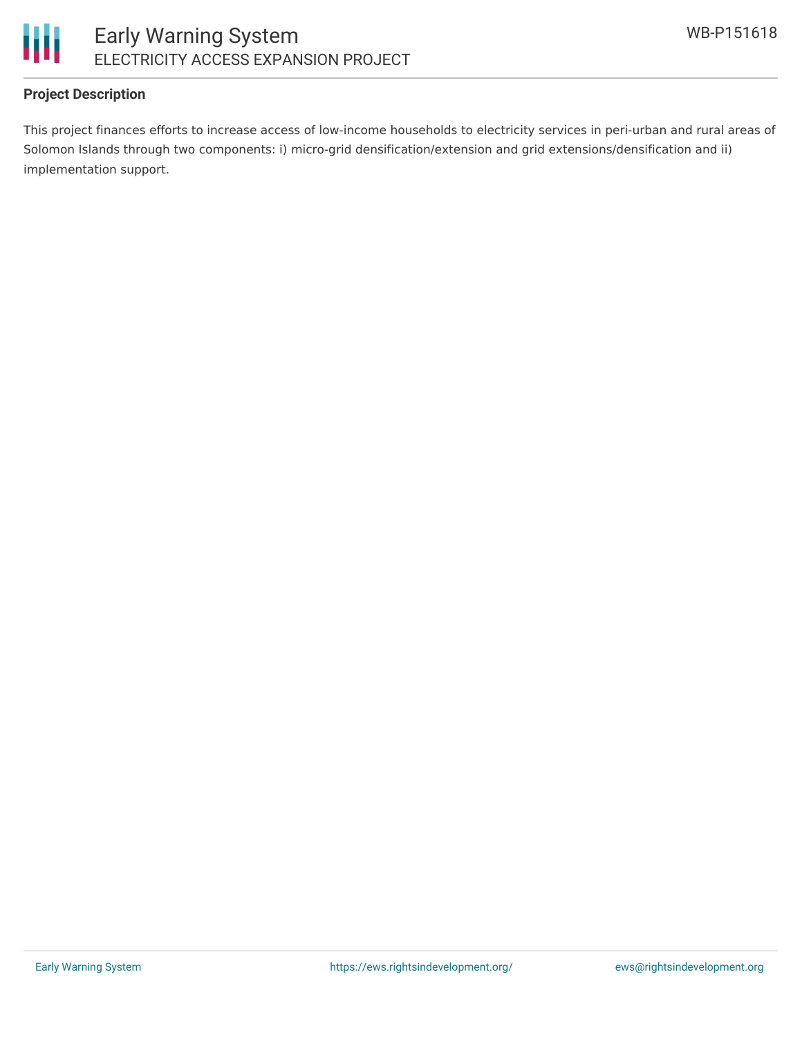## Project Description

This project finances efforts to increase access of low-income households to electricity services in peri-urban and rural areas of Solomon Islands through two components: i) micro-grid densification/extension and grid extensions/densification and ii) implementation support.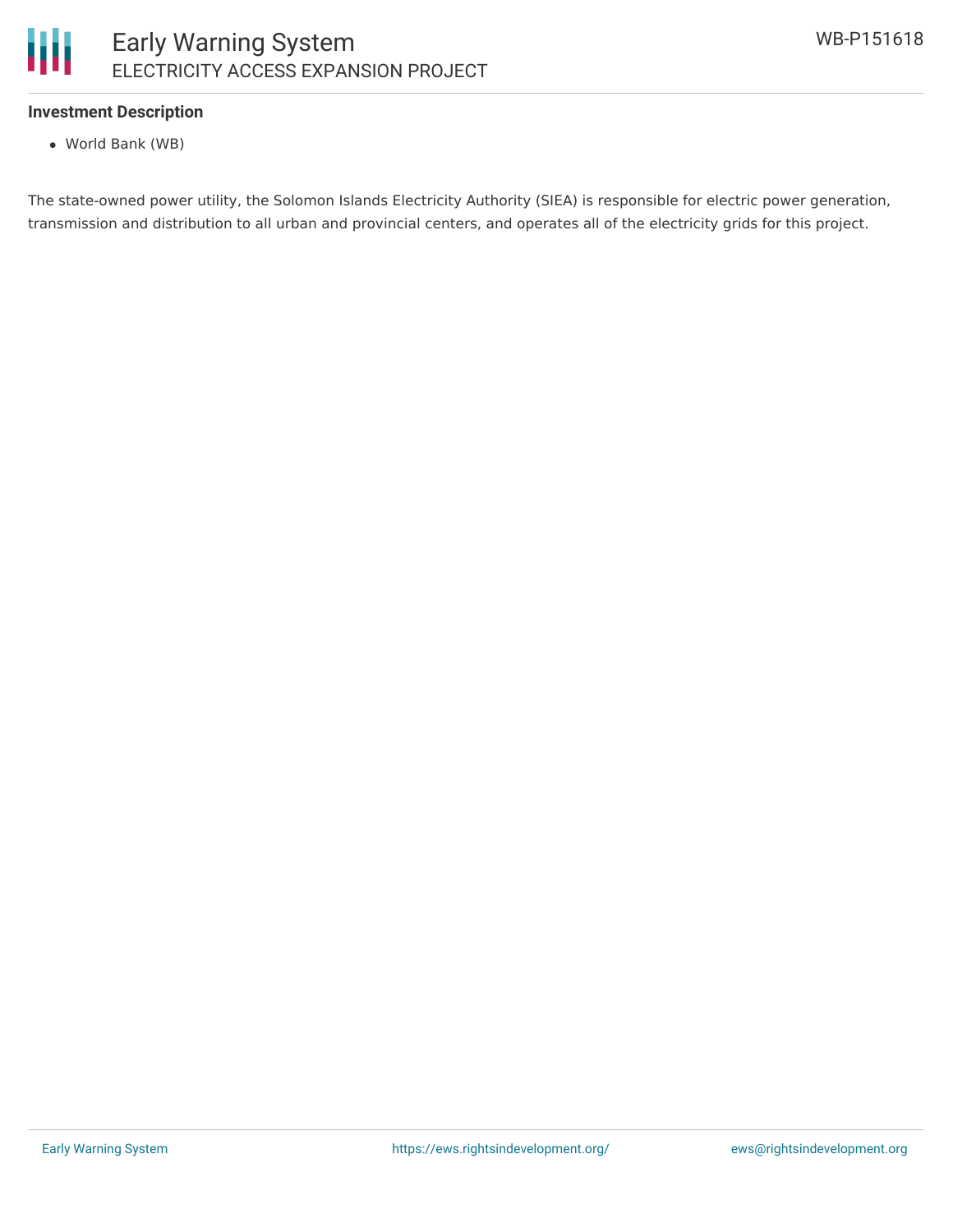**Investment Description**

- World Bank (WB)

The state-owned power utility, the Solomon Islands Electricity Authority (SIEA) is responsible for electric power generation, transmission and distribution to all urban and provincial centers, and operates all of the electricity grids for this project.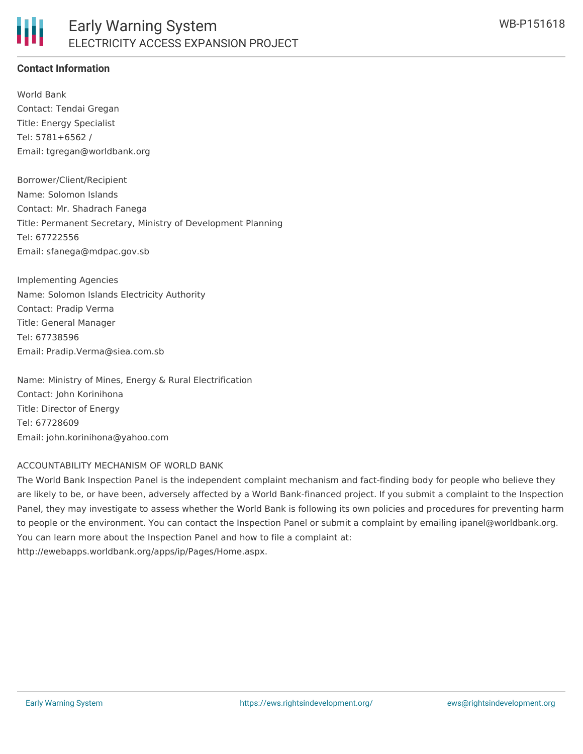**Contact Information**

World Bank
Contact: Tendai Gregan
Title: Energy Specialist
Tel: 5781+6562 /
Email: tgregan@worldbank.org

Borrower/Client/Recipient
Name: Solomon Islands
Contact: Mr. Shadrach Fanega
Title: Permanent Secretary, Ministry of Development Planning
Tel: 67722556
Email: sfanega@mdpac.gov.sb

Implementing Agencies
Name: Solomon Islands Electricity Authority
Contact: Pradip Verma
Title: General Manager
Tel: 67738596
Email: Pradip.Verma@siea.com.sb

Name: Ministry of Mines, Energy & Rural Electrification
Contact: John Korinihona
Title: Director of Energy
Tel: 67728609
Email: john.korinihona@yahoo.com

ACCOUNTABILITY MECHANISM OF WORLD BANK
The World Bank Inspection Panel is the independent complaint mechanism and fact-finding body for people who believe they are likely to be, or have been, adversely affected by a World Bank-financed project. If you submit a complaint to the Inspection Panel, they may investigate to assess whether the World Bank is following its own policies and procedures for preventing harm to people or the environment. You can contact the Inspection Panel or submit a complaint by emailing ipanel@worldbank.org. You can learn more about the Inspection Panel and how to file a complaint at: http://ewebapps.worldbank.org/apps/ip/Pages/Home.aspx.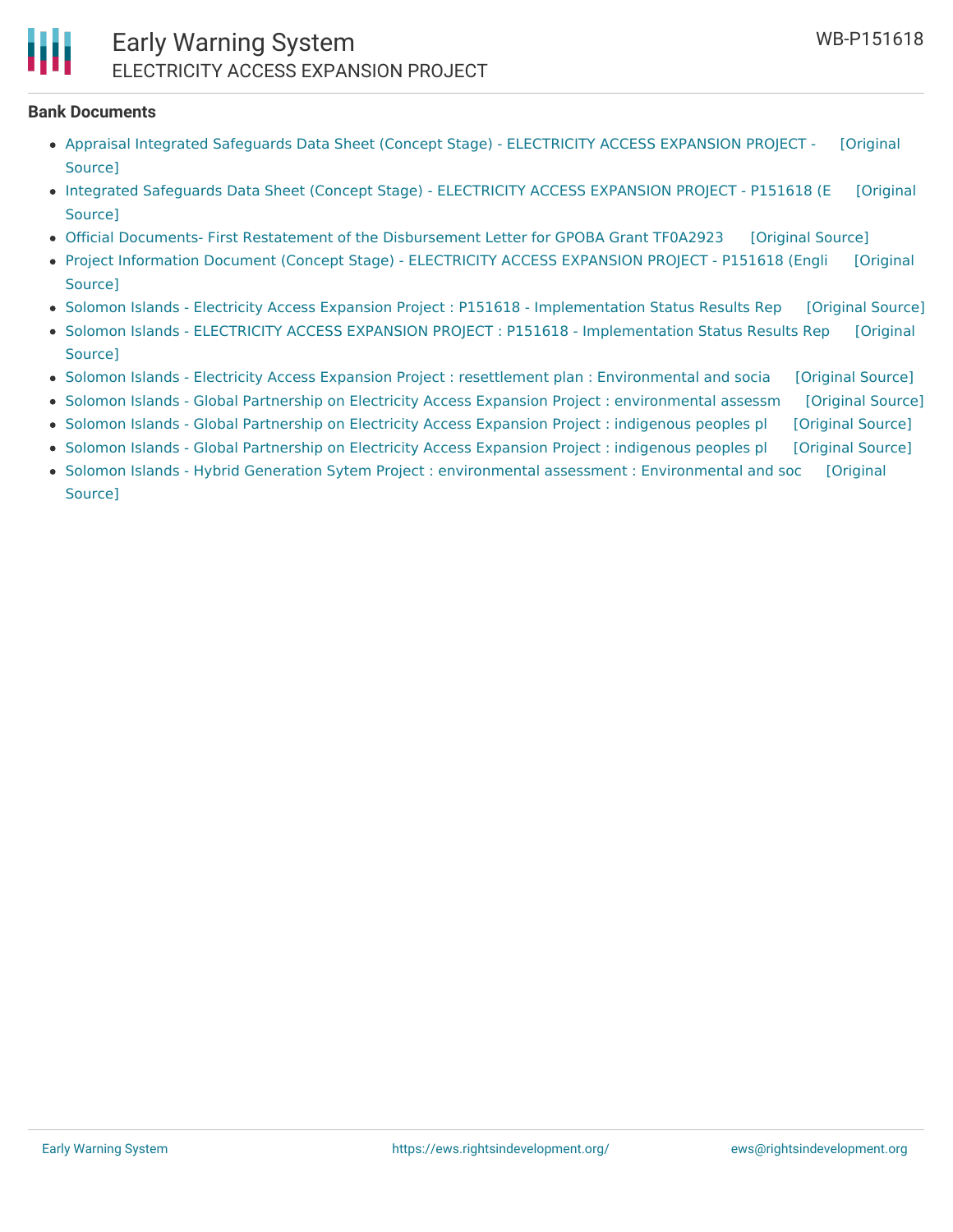**Bank Documents**

- Appraisal Integrated Safeguards Data Sheet (Concept Stage) - ELECTRICITY ACCESS EXPANSION PROJECT - [Original Source]
- Integrated Safeguards Data Sheet (Concept Stage) - ELECTRICITY ACCESS EXPANSION PROJECT - P151618 (E [Original Source]
- Official Documents- First Restatement of the Disbursement Letter for GPOBA Grant TF0A2923 [Original Source]
- Project Information Document (Concept Stage) - ELECTRICITY ACCESS EXPANSION PROJECT - P151618 (Engli [Original Source]
- Solomon Islands - Electricity Access Expansion Project : P151618 - Implementation Status Results Rep [Original Source]
- Solomon Islands - ELECTRICITY ACCESS EXPANSION PROJECT : P151618 - Implementation Status Results Rep [Original Source]
- Solomon Islands - Electricity Access Expansion Project : resettlement plan : Environmental and socia [Original Source]
- Solomon Islands - Global Partnership on Electricity Access Expansion Project : environmental assessm [Original Source]
- Solomon Islands - Global Partnership on Electricity Access Expansion Project : indigenous peoples pl [Original Source]
- Solomon Islands - Global Partnership on Electricity Access Expansion Project : indigenous peoples pl [Original Source]
- Solomon Islands - Hybrid Generation Sytem Project : environmental assessment : Environmental and soc [Original Source]